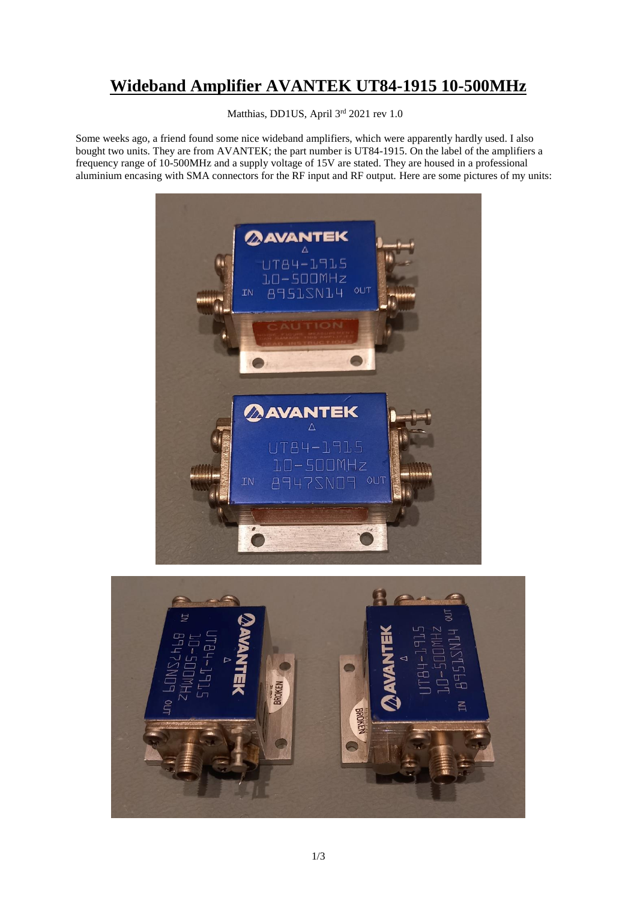# Wideband Amplifier AVANTEK UT84-1915 10-500MHz

Matthias, DD1US, April 3rd 2021 rev 1.0

Some weeks ago, a friend found some nice wideband amplifiers, which were apparently hardly used. I also bought two units. They are from AVANTEK; the part number is UT84-1915. On the label of the amplifiers a frequency range of 10-500MHz and a supply voltage of 15V are stated. They are housed in a professional aluminium encasing with SMA connectors for the RF input and RF output. Here are some pictures of my units: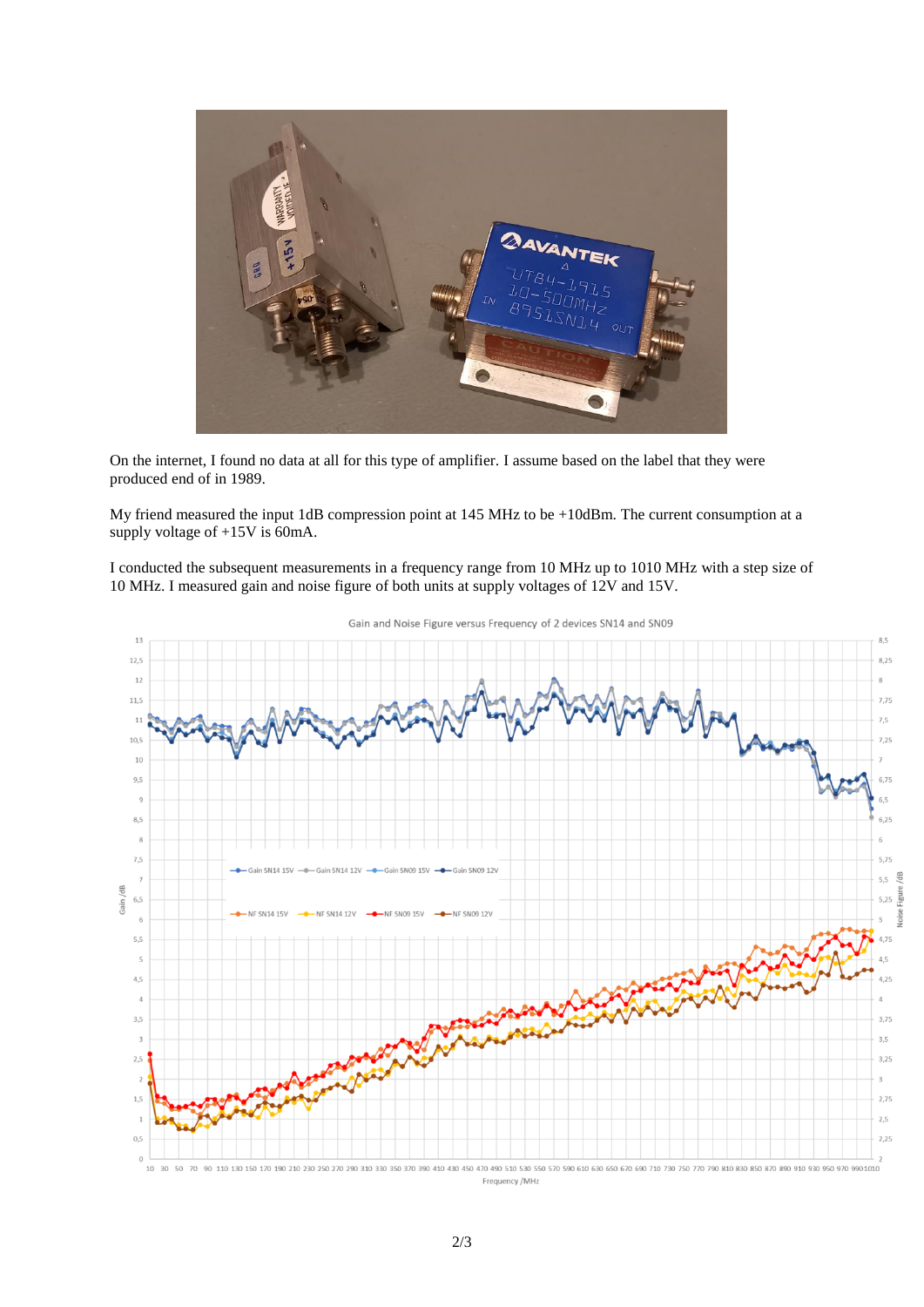On the internet, I found no data at all for this type of amplifier. I assume based on the label that they were produced end of in 1989.

My friend measured the input 1dB compression point at 145 MHz to be +10dBm. The current consumption at a supply voltage of +15V is 60mA.

I conducted the subsequent measurements in a frequency range from 10 MHz up to 1010 MHz with a step size of 10 MHz. I measured gain and noise figure of both units at supply voltages of 12V and 15V.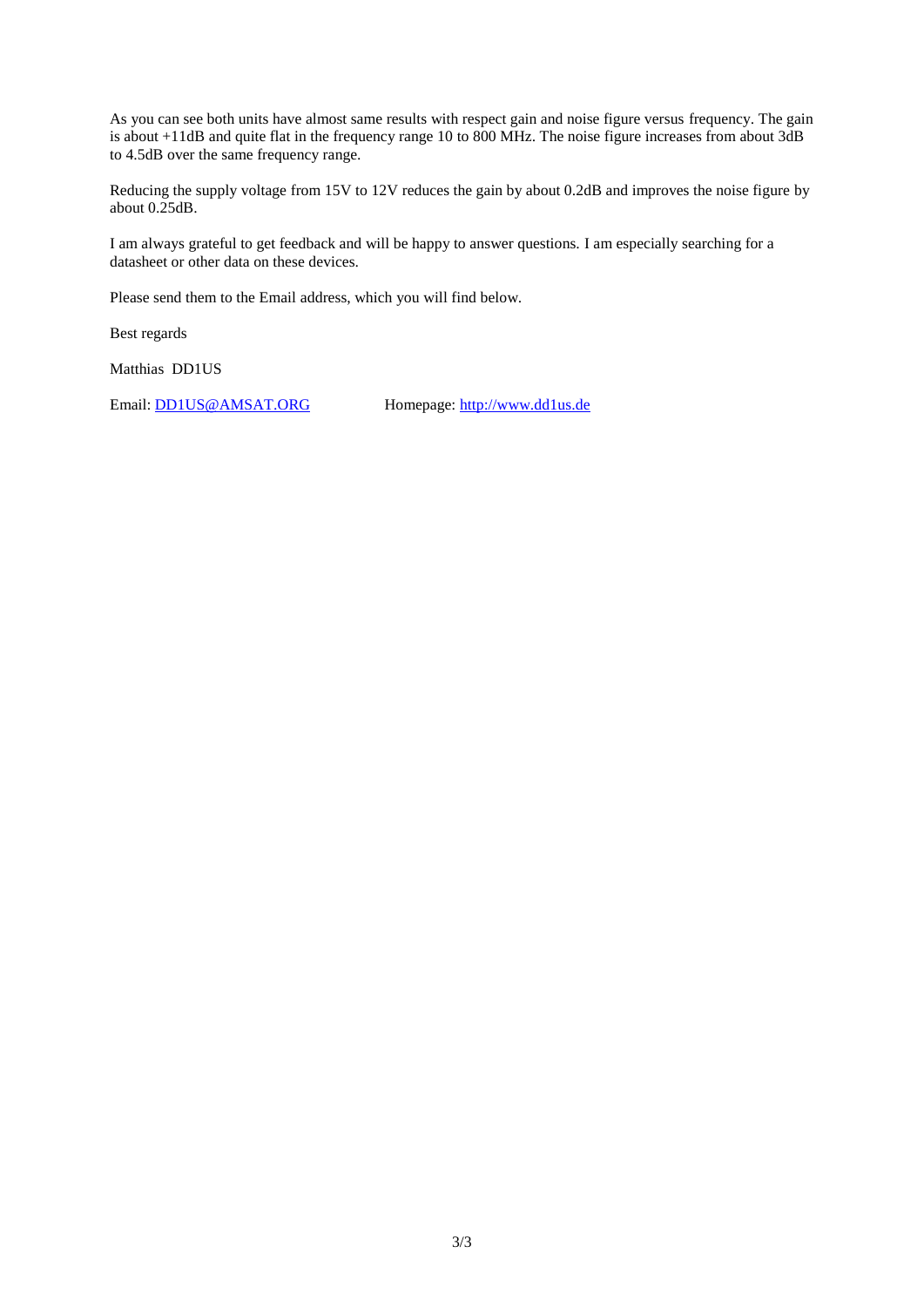As you can see both units have almost same results with respect gain and noise figure versus frequency. The gain is about +11dB and quite flat in the frequency range 10 to 800 MHz. The noise figure increases from about 3dB to 4.5dB over the same frequency range.

Reducing the supply voltage from 15V to 12V reduces the gain by about 0.2dB and improves the noise figure by about 0.25dB.

I am always grateful to get feedback and will be happy to answer questions. I am especially searching for a datasheet or other data on these devices.

Please send them to the Email address, which you will find below.

Best regards

Matthias DD1US

Email: [DD1US@AMSAT.ORG](mailto:DD1US@AMSAT.ORG) Homepage: [http://www.dd1us.de](http://www.dd1us.de)